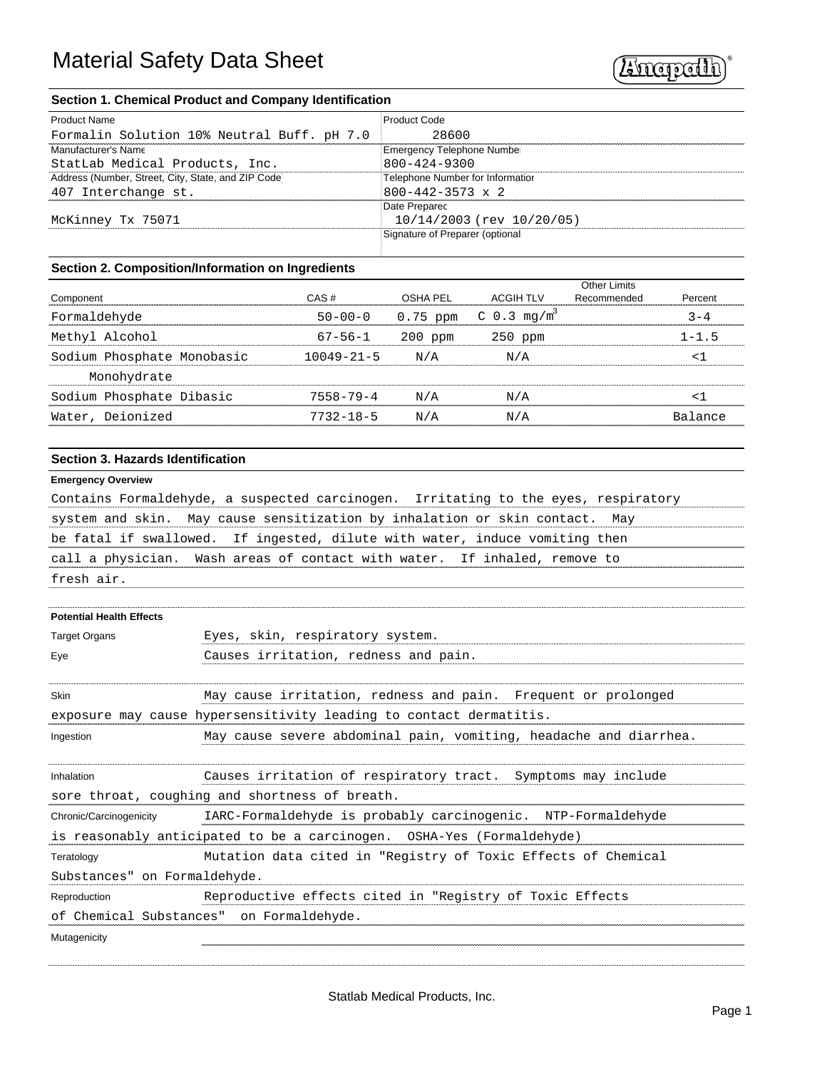# Material Safety Data Sheet

Anapath®

## Section 1. Chemical Product and Company Identification

| Product Name | Product Code |
| --- | --- |
| Formalin Solution 10% Neutral Buff. pH 7.0 | 28600 |
| **Manufacturer's Name** | **Emergency Telephone Number** |
| StatLab Medical Products, Inc. | 800-424-9300 |
| **Address (Number, Street, City, State, and ZIP Code)** | **Telephone Number for Information** |
| 407 Interchange st. | 800-442-3573 x 2 |
| McKinney Tx 75071 | **Date Prepared** 10/14/2003 (rev 10/20/05) |
| | **Signature of Preparer (optional)** |

## Section 2. Composition/Information on Ingredients

| Component | CAS # | OSHA PEL | ACGIH TLV | Other Limits Recommended | Percent |
| --- | --- | --- | --- | --- | --- |
| Formaldehyde | 50-00-0 | 0.75 ppm | C 0.3 $mg/m^3$ | | 3-4 |
| Methyl Alcohol | 67-56-1 | 200 ppm | 250 ppm | | 1-1.5 |
| Sodium Phosphate Monobasic Monohydrate | 10049-21-5 | N/A | N/A | | <1 |
| Sodium Phosphate Dibasic | 7558-79-4 | N/A | N/A | | <1 |
| Water, Deionized | 7732-18-5 | N/A | N/A | | Balance |

## Section 3. Hazards Identification

**Emergency Overview**

Contains Formaldehyde, a suspected carcinogen. Irritating to the eyes, respiratory system and skin. May cause sensitization by inhalation or skin contact. May be fatal if swallowed. If ingested, dilute with water, induce vomiting then call a physician. Wash areas of contact with water. If inhaled, remove to fresh air.

**Potential Health Effects**

**Target Organs** Eyes, skin, respiratory system.

**Eye** Causes irritation, redness and pain.

**Skin** May cause irritation, redness and pain. Frequent or prolonged exposure may cause hypersensitivity leading to contact dermatitis.

**Ingestion** May cause severe abdominal pain, vomiting, headache and diarrhea.

**Inhalation** Causes irritation of respiratory tract. Symptoms may include sore throat, coughing and shortness of breath.

**Chronic/Carcinogenicity** IARC-Formaldehyde is probably carcinogenic. NTP-Formaldehyde is reasonably anticipated to be a carcinogen. OSHA-Yes (Formaldehyde)

**Teratology** Mutation data cited in "Registry of Toxic Effects of Chemical Substances" on Formaldehyde.

**Reproduction** Reproductive effects cited in "Registry of Toxic Effects of Chemical Substances" on Formaldehyde.

**Mutagenicity**

Statlab Medical Products, Inc.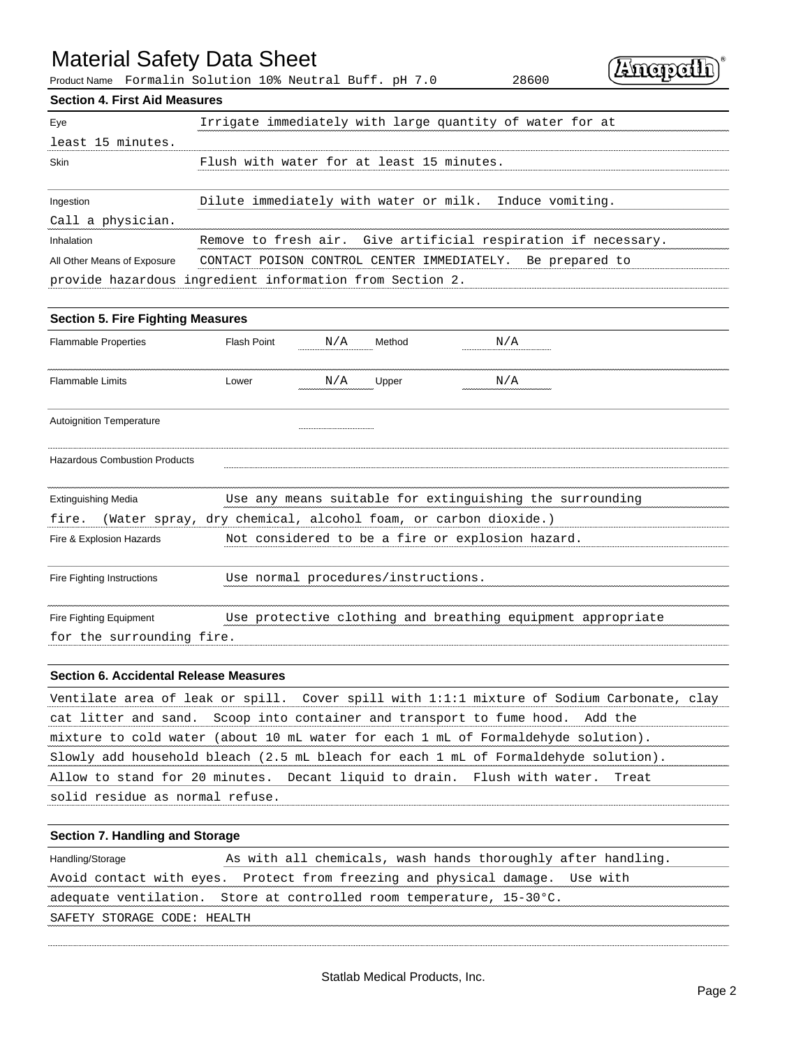# Material Safety Data Sheet

Product Name Formalin Solution 10% Neutral Buff. pH 7.0 28600

## Section 4. First Aid Measures

**Eye** Irrigate immediately with large quantity of water for at least 15 minutes.

**Skin** Flush with water for at least 15 minutes.

**Ingestion** Dilute immediately with water or milk. Induce vomiting. Call a physician.

**Inhalation** Remove to fresh air. Give artificial respiration if necessary.

**All Other Means of Exposure** CONTACT POISON CONTROL CENTER IMMEDIATELY. Be prepared to provide hazardous ingredient information from Section 2.

## Section 5. Fire Fighting Measures

| | | | | |
|---|---|---|---|---|
| Flammable Properties | Flash Point | N/A | Method | N/A |
| Flammable Limits | Lower | N/A | Upper | N/A |
| Autoignition Temperature | | | | |
| Hazardous Combustion Products | | | | |

**Extinguishing Media** Use any means suitable for extinguishing the surrounding fire. (Water spray, dry chemical, alcohol foam, or carbon dioxide.)

**Fire & Explosion Hazards** Not considered to be a fire or explosion hazard.

**Fire Fighting Instructions** Use normal procedures/instructions.

**Fire Fighting Equipment** Use protective clothing and breathing equipment appropriate for the surrounding fire.

## Section 6. Accidental Release Measures

Ventilate area of leak or spill. Cover spill with 1:1:1 mixture of Sodium Carbonate, clay cat litter and sand. Scoop into container and transport to fume hood. Add the mixture to cold water (about 10 mL water for each 1 mL of Formaldehyde solution). Slowly add household bleach (2.5 mL bleach for each 1 mL of Formaldehyde solution). Allow to stand for 20 minutes. Decant liquid to drain. Flush with water. Treat solid residue as normal refuse.

## Section 7. Handling and Storage

**Handling/Storage** As with all chemicals, wash hands thoroughly after handling. Avoid contact with eyes. Protect from freezing and physical damage. Use with adequate ventilation. Store at controlled room temperature, 15-30°C.

SAFETY STORAGE CODE: HEALTH

Statlab Medical Products, Inc.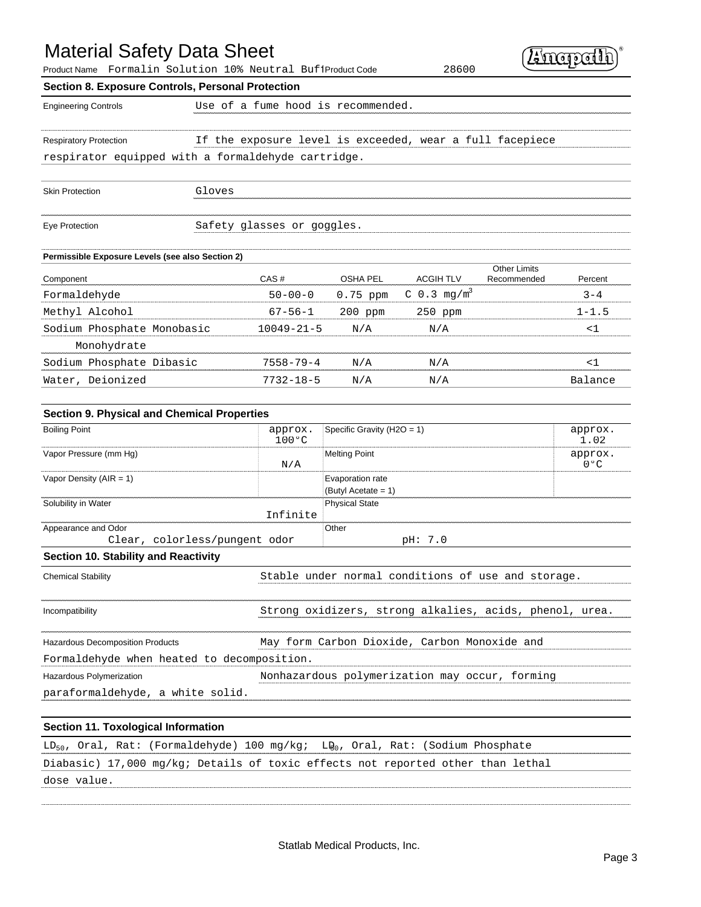# Material Safety Data Sheet

Product Name Formalin Solution 10% Neutral Buf1 Product Code 28600

## Section 8. Exposure Controls, Personal Protection

Engineering Controls: Use of a fume hood is recommended.

Respiratory Protection: If the exposure level is exceeded, wear a full facepiece respirator equipped with a formaldehyde cartridge.

Skin Protection: Gloves

Eye Protection: Safety glasses or goggles.

**Permissible Exposure Levels (see also Section 2)**

| Component | CAS # | OSHA PEL | ACGIH TLV | Other Limits Recommended | Percent |
|---|---|---|---|---|---|
| Formaldehyde | 50-00-0 | 0.75 ppm | C 0.3 $mg/m^3$ | | 3-4 |
| Methyl Alcohol | 67-56-1 | 200 ppm | 250 ppm | | 1-1.5 |
| Sodium Phosphate Monobasic Monohydrate | 10049-21-5 | N/A | N/A | | <1 |
| Sodium Phosphate Dibasic | 7558-79-4 | N/A | N/A | | <1 |
| Water, Deionized | 7732-18-5 | N/A | N/A | | Balance |

## Section 9. Physical and Chemical Properties

| Property | Value | Property | Value |
|---|---|---|---|
| Boiling Point | approx. 100°C | Specific Gravity (H2O = 1) | approx. 1.02 |
| Vapor Pressure (mm Hg) | N/A | Melting Point | approx. 0°C |
| Vapor Density (AIR = 1) | | Evaporation rate (Butyl Acetate = 1) | |
| Solubility in Water | Infinite | Physical State | |
| Appearance and Odor | Clear, colorless/pungent odor | Other | pH: 7.0 |

## Section 10. Stability and Reactivity

Chemical Stability: Stable under normal conditions of use and storage.

Incompatibility: Strong oxidizers, strong alkalies, acids, phenol, urea.

Hazardous Decomposition Products: May form Carbon Dioxide, Carbon Monoxide and Formaldehyde when heated to decomposition.

Hazardous Polymerization: Nonhazardous polymerization may occur, forming paraformaldehyde, a white solid.

## Section 11. Toxological Information

$LD_{50}$, Oral, Rat: (Formaldehyde) 100 mg/kg; $LD_{50}$, Oral, Rat: (Sodium Phosphate Diabasic) 17,000 mg/kg; Details of toxic effects not reported other than lethal dose value.

Statlab Medical Products, Inc.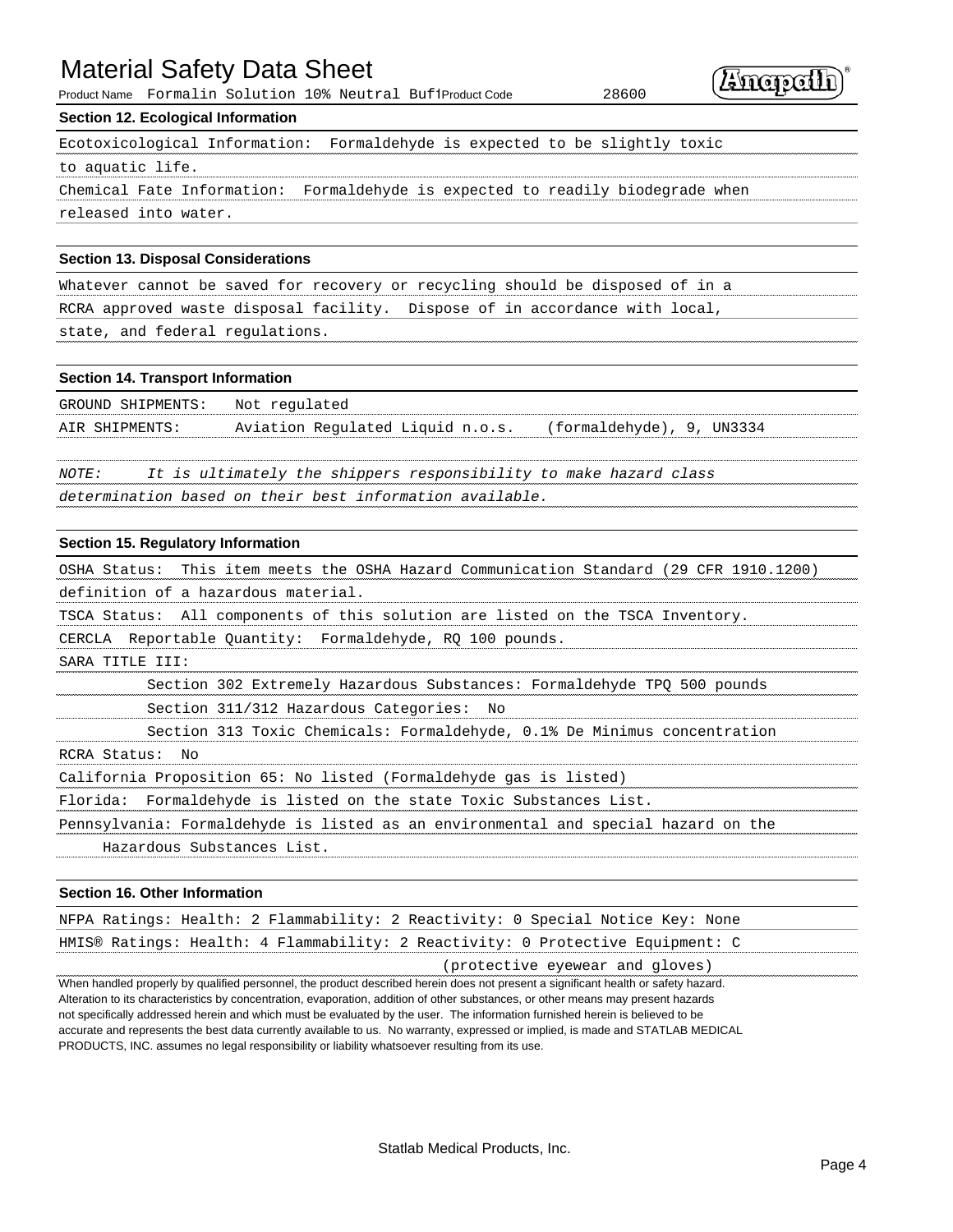## Section 12. Ecological Information

Ecotoxicological Information: Formaldehyde is expected to be slightly toxic to aquatic life.

Chemical Fate Information: Formaldehyde is expected to readily biodegrade when released into water.

## Section 13. Disposal Considerations

Whatever cannot be saved for recovery or recycling should be disposed of in a RCRA approved waste disposal facility. Dispose of in accordance with local, state, and federal regulations.

## Section 14. Transport Information

GROUND SHIPMENTS: Not regulated

AIR SHIPMENTS: Aviation Regulated Liquid n.o.s. (formaldehyde), 9, UN3334

*NOTE: It is ultimately the shippers responsibility to make hazard class determination based on their best information available.*

## Section 15. Regulatory Information

OSHA Status: This item meets the OSHA Hazard Communication Standard (29 CFR 1910.1200) definition of a hazardous material.

TSCA Status: All components of this solution are listed on the TSCA Inventory.

CERCLA Reportable Quantity: Formaldehyde, RQ 100 pounds.

SARA TITLE III:

- Section 302 Extremely Hazardous Substances: Formaldehyde TPQ 500 pounds
- Section 311/312 Hazardous Categories: No
- Section 313 Toxic Chemicals: Formaldehyde, 0.1% De Minimus concentration

RCRA Status: No

California Proposition 65: No listed (Formaldehyde gas is listed)

Florida: Formaldehyde is listed on the state Toxic Substances List.

Pennsylvania: Formaldehyde is listed as an environmental and special hazard on the Hazardous Substances List.

## Section 16. Other Information

NFPA Ratings: Health: 2 Flammability: 2 Reactivity: 0 Special Notice Key: None

HMIS® Ratings: Health: 4 Flammability: 2 Reactivity: 0 Protective Equipment: C (protective eyewear and gloves)

When handled properly by qualified personnel, the product described herein does not present a significant health or safety hazard. Alteration to its characteristics by concentration, evaporation, addition of other substances, or other means may present hazards not specifically addressed herein and which must be evaluated by the user. The information furnished herein is believed to be accurate and represents the best data currently available to us. No warranty, expressed or implied, is made and STATLAB MEDICAL PRODUCTS, INC. assumes no legal responsibility or liability whatsoever resulting from its use.